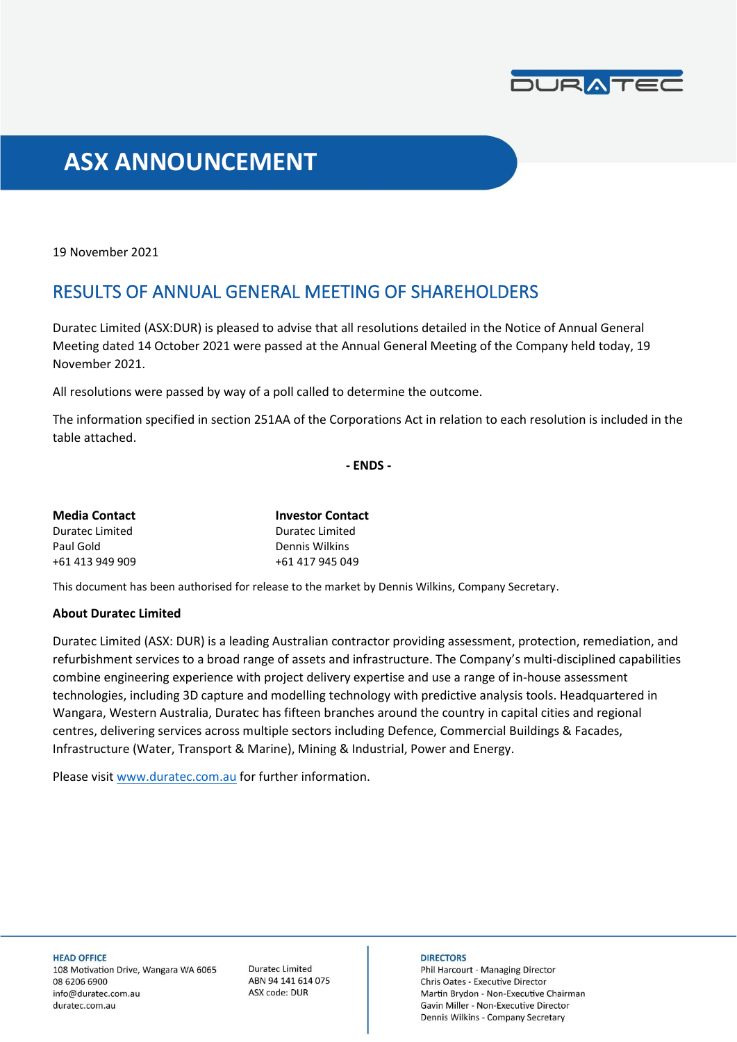# ASX ANNOUNCEMENT

19 November 2021

## RESULTS OF ANNUAL GENERAL MEETING OF SHAREHOLDERS

Duratec Limited (ASX:DUR) is pleased to advise that all resolutions detailed in the Notice of Annual General Meeting dated 14 October 2021 were passed at the Annual General Meeting of the Company held today, 19 November 2021.

All resolutions were passed by way of a poll called to determine the outcome.

The information specified in section 251AA of the Corporations Act in relation to each resolution is included in the table attached.

**- ENDS -**

**Media Contact**
Duratec Limited
Paul Gold
+61 413 949 909

**Investor Contact**
Duratec Limited
Dennis Wilkins
+61 417 945 049

This document has been authorised for release to the market by Dennis Wilkins, Company Secretary.

**About Duratec Limited**

Duratec Limited (ASX: DUR) is a leading Australian contractor providing assessment, protection, remediation, and refurbishment services to a broad range of assets and infrastructure. The Company's multi-disciplined capabilities combine engineering experience with project delivery expertise and use a range of in-house assessment technologies, including 3D capture and modelling technology with predictive analysis tools. Headquartered in Wangara, Western Australia, Duratec has fifteen branches around the country in capital cities and regional centres, delivering services across multiple sectors including Defence, Commercial Buildings & Facades, Infrastructure (Water, Transport & Marine), Mining & Industrial, Power and Energy.

Please visit www.duratec.com.au for further information.

**HEAD OFFICE**
108 Motivation Drive, Wangara WA 6065
08 6206 6900
info@duratec.com.au
duratec.com.au

Duratec Limited
ABN 94 141 614 075
ASX code: DUR

**DIRECTORS**
Phil Harcourt - Managing Director
Chris Oates - Executive Director
Martin Brydon - Non-Executive Chairman
Gavin Miller - Non-Executive Director
Dennis Wilkins - Company Secretary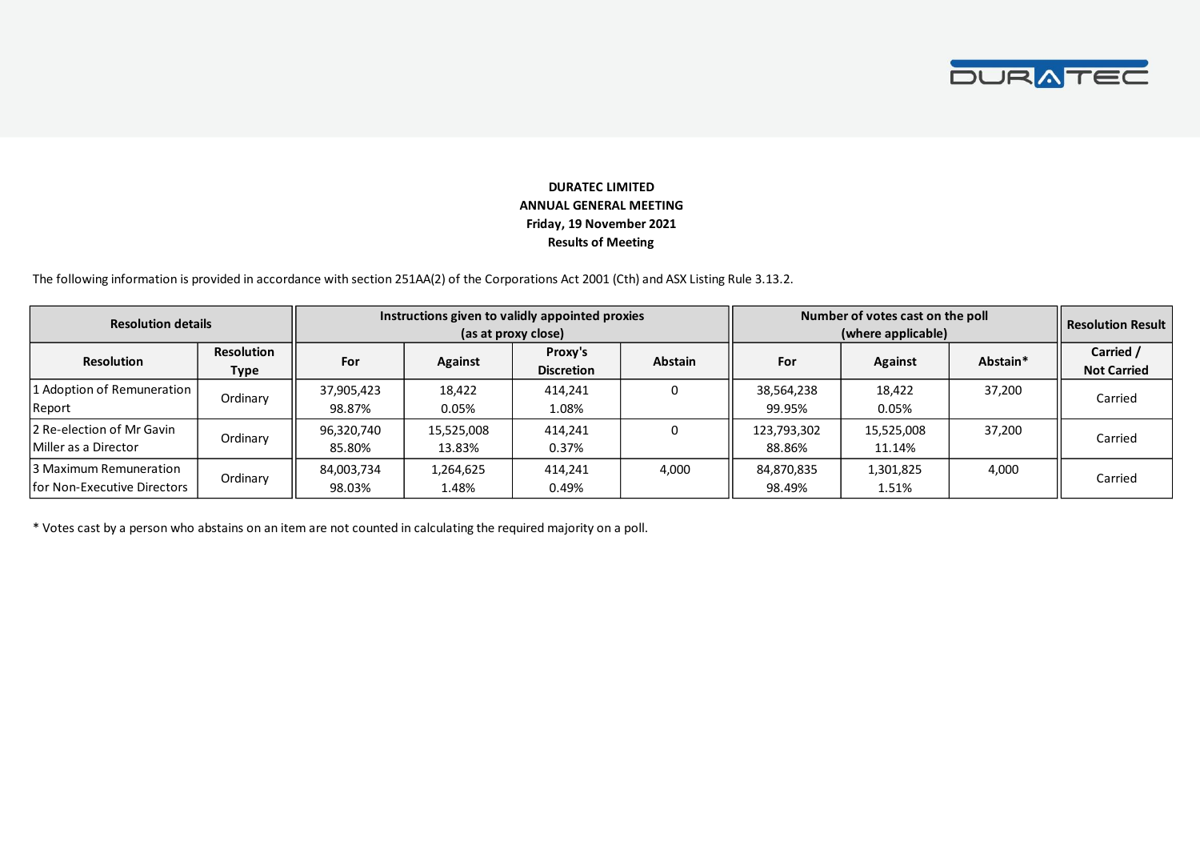**DURATEC LIMITED**
**ANNUAL GENERAL MEETING**
**Friday, 19 November 2021**
**Results of Meeting**

The following information is provided in accordance with section 251AA(2) of the Corporations Act 2001 (Cth) and ASX Listing Rule 3.13.2.

| Resolution details | | Instructions given to validly appointed proxies (as at proxy close) | | | | Number of votes cast on the poll (where applicable) | | | Resolution Result |
|---|---|---|---|---|---|---|---|---|---|
| **Resolution** | **Resolution Type** | **For** | **Against** | **Proxy's Discretion** | **Abstain** | **For** | **Against** | **Abstain*** | **Carried / Not Carried** |
| 1 Adoption of Remuneration Report | Ordinary | 37,905,423 98.87% | 18,422 0.05% | 414,241 1.08% | 0 | 38,564,238 99.95% | 18,422 0.05% | 37,200 | Carried |
| 2 Re-election of Mr Gavin Miller as a Director | Ordinary | 96,320,740 85.80% | 15,525,008 13.83% | 414,241 0.37% | 0 | 123,793,302 88.86% | 15,525,008 11.14% | 37,200 | Carried |
| 3 Maximum Remuneration for Non-Executive Directors | Ordinary | 84,003,734 98.03% | 1,264,625 1.48% | 414,241 0.49% | 4,000 | 84,870,835 98.49% | 1,301,825 1.51% | 4,000 | Carried |

* Votes cast by a person who abstains on an item are not counted in calculating the required majority on a poll.